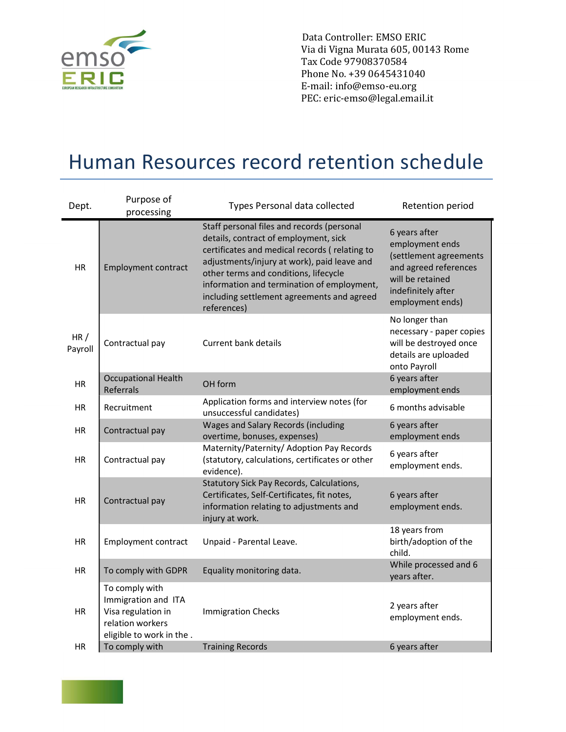Data Controller: EMSO ERIC
Via di Vigna Murata 605, 00143 Rome
Tax Code 97908370584
Phone No. +39 0645431040
E-mail: info@emso-eu.org
PEC: eric-emso@legal.email.it

# Human Resources record retention schedule

| Dept. | Purpose of processing | Types Personal data collected | Retention period |
|---|---|---|---|
| HR | Employment contract | Staff personal files and records (personal details, contract of employment, sick certificates and medical records ( relating to adjustments/injury at work), paid leave and other terms and conditions, lifecycle information and termination of employment, including settlement agreements and agreed references) | 6 years after employment ends (settlement agreements and agreed references will be retained indefinitely after employment ends) |
| HR / Payroll | Contractual pay | Current bank details | No longer than necessary - paper copies will be destroyed once details are uploaded onto Payroll |
| HR | Occupational Health Referrals | OH form | 6 years after employment ends |
| HR | Recruitment | Application forms and interview notes (for unsuccessful candidates) | 6 months advisable |
| HR | Contractual pay | Wages and Salary Records (including overtime, bonuses, expenses) | 6 years after employment ends |
| HR | Contractual pay | Maternity/Paternity/ Adoption Pay Records (statutory, calculations, certificates or other evidence). | 6 years after employment ends. |
| HR | Contractual pay | Statutory Sick Pay Records, Calculations, Certificates, Self-Certificates, fit notes, information relating to adjustments and injury at work. | 6 years after employment ends. |
| HR | Employment contract | Unpaid - Parental Leave. | 18 years from birth/adoption of the child. |
| HR | To comply with GDPR | Equality monitoring data. | While processed and 6 years after. |
| HR | To comply with Immigration and ITA Visa regulation in relation workers eligible to work in the . | Immigration Checks | 2 years after employment ends. |
| HR | To comply with | Training Records | 6 years after |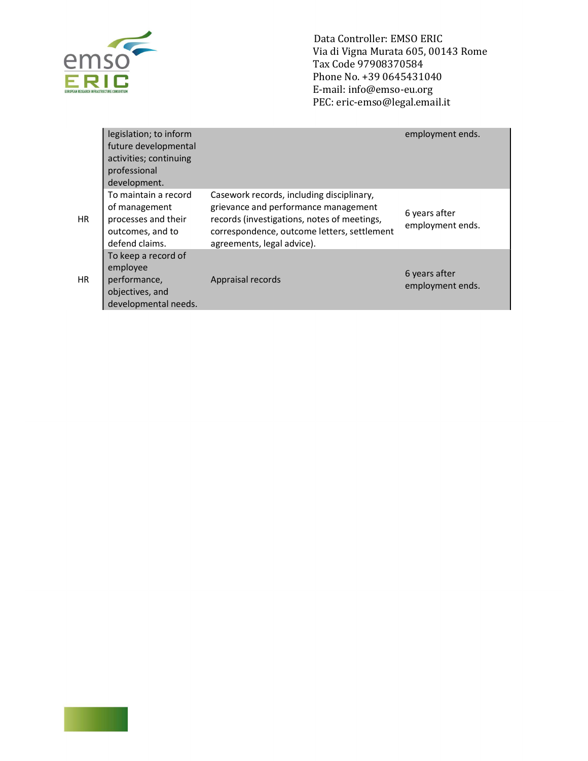| | | | |
|---|---|---|---|
| | legislation; to inform future developmental activities; continuing professional development. | | employment ends. |
| HR | To maintain a record of management processes and their outcomes, and to defend claims. | Casework records, including disciplinary, grievance and performance management records (investigations, notes of meetings, correspondence, outcome letters, settlement agreements, legal advice). | 6 years after employment ends. |
| HR | To keep a record of employee performance, objectives, and developmental needs. | Appraisal records | 6 years after employment ends. |